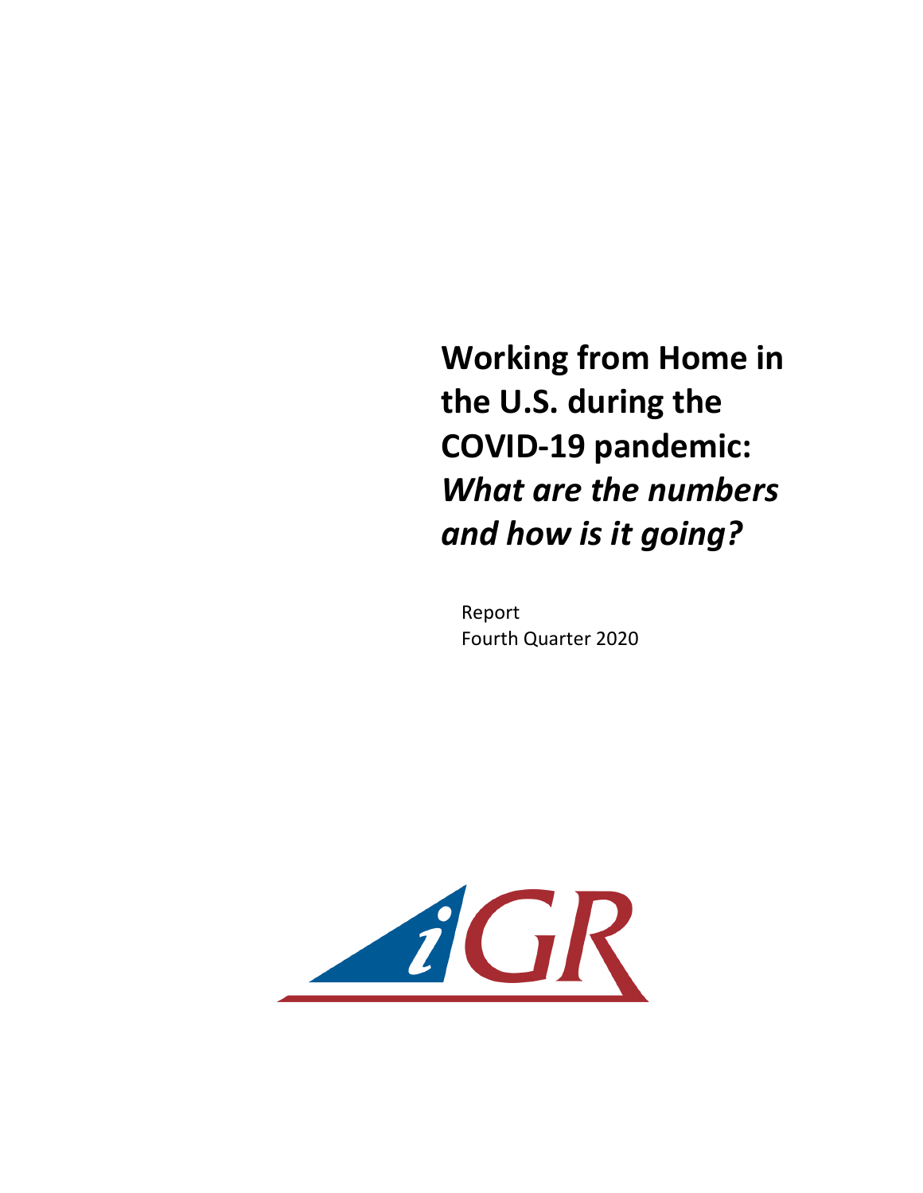# **Working from Home in the U.S. during the COVID-19 pandemic:** ***What are the numbers and how is it going?***

Report
Fourth Quarter 2020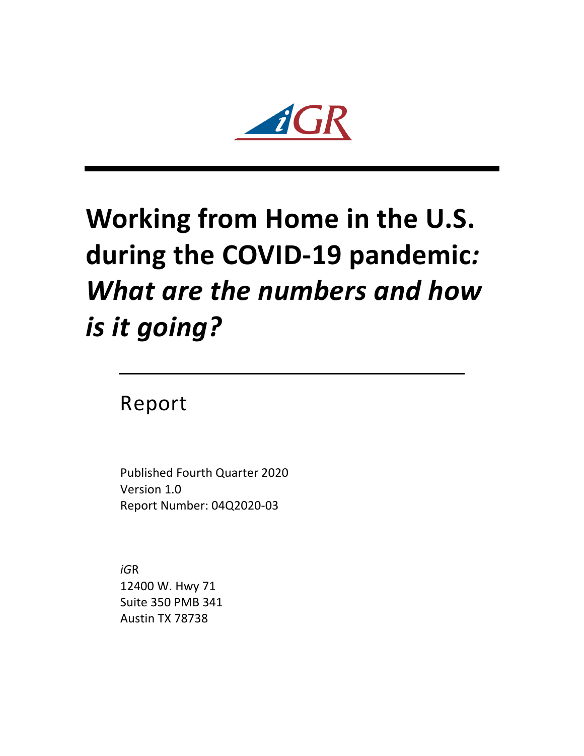iGR

# Working from Home in the U.S. during the COVID-19 pandemic: *What are the numbers and how is it going?*

Report

Published Fourth Quarter 2020
Version 1.0
Report Number: 04Q2020-03

*iG*R
12400 W. Hwy 71
Suite 350 PMB 341
Austin TX 78738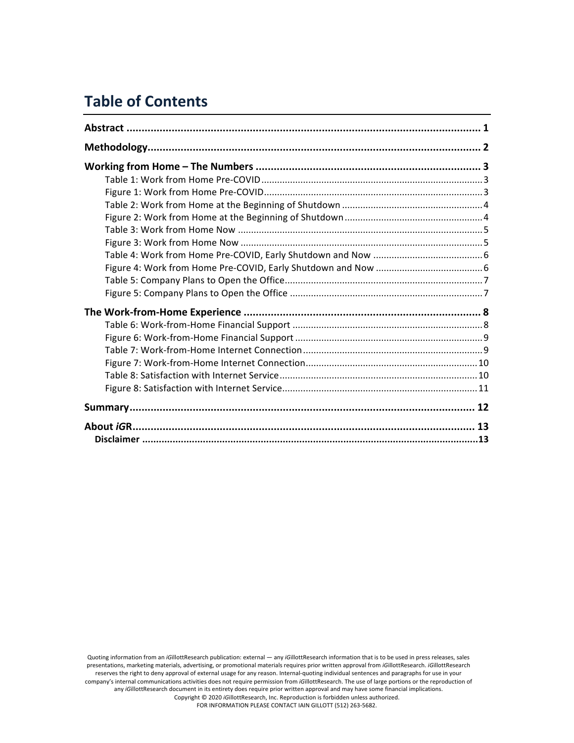# Table of Contents

**Abstract** ........................................................................................................ **1**

**Methodology** .................................................................................................. **2**

**Working from Home – The Numbers** .............................................................. **3**

- Table 1: Work from Home Pre-COVID .................................................................... 3
- Figure 1: Work from Home Pre-COVID ................................................................... 3
- Table 2: Work from Home at the Beginning of Shutdown ...................................... 4
- Figure 2: Work from Home at the Beginning of Shutdown ..................................... 4
- Table 3: Work from Home Now ............................................................................. 5
- Figure 3: Work from Home Now ............................................................................ 5
- Table 4: Work from Home Pre-COVID, Early Shutdown and Now .......................... 6
- Figure 4: Work from Home Pre-COVID, Early Shutdown and Now ......................... 6
- Table 5: Company Plans to Open the Office ........................................................... 7
- Figure 5: Company Plans to Open the Office .......................................................... 7

**The Work-from-Home Experience** .................................................................. **8**

- Table 6: Work-from-Home Financial Support ........................................................ 8
- Figure 6: Work-from-Home Financial Support ....................................................... 9
- Table 7: Work-from-Home Internet Connection .................................................... 9
- Figure 7: Work-from-Home Internet Connection ................................................. 10
- Table 8: Satisfaction with Internet Service ........................................................... 10
- Figure 8: Satisfaction with Internet Service .......................................................... 11

**Summary** ....................................................................................................... **12**

**About *iG*R** ...................................................................................................... **13**

**Disclaimer** ........................................................................................................ **13**

Quoting information from an *iG*illottResearch publication: external — any *iG*illottResearch information that is to be used in press releases, sales presentations, marketing materials, advertising, or promotional materials requires prior written approval from *iG*illottResearch. *iG*illottResearch reserves the right to deny approval of external usage for any reason. Internal-quoting individual sentences and paragraphs for use in your company's internal communications activities does not require permission from *iG*illottResearch. The use of large portions or the reproduction of any *iG*illottResearch document in its entirety does require prior written approval and may have some financial implications.
Copyright © 2020 *iG*illottResearch, Inc. Reproduction is forbidden unless authorized.
FOR INFORMATION PLEASE CONTACT IAIN GILLOTT (512) 263-5682.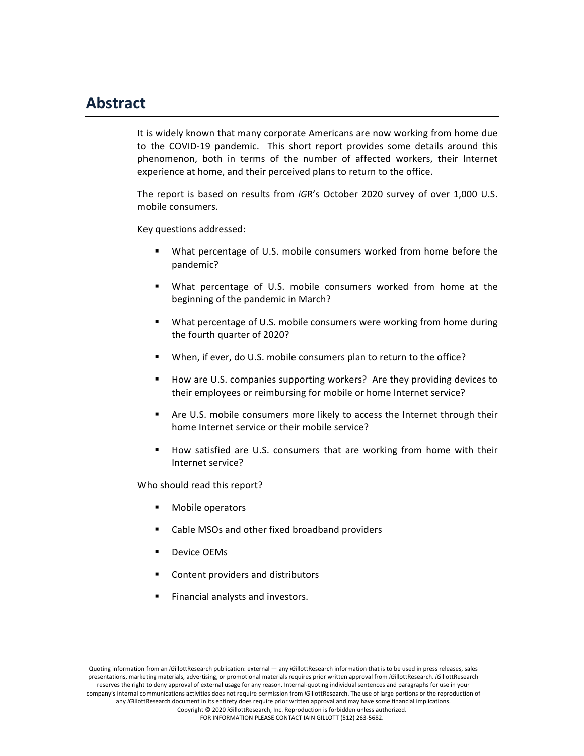## Abstract

It is widely known that many corporate Americans are now working from home due to the COVID-19 pandemic. This short report provides some details around this phenomenon, both in terms of the number of affected workers, their Internet experience at home, and their perceived plans to return to the office.

The report is based on results from *iG*R's October 2020 survey of over 1,000 U.S. mobile consumers.

Key questions addressed:

- What percentage of U.S. mobile consumers worked from home before the pandemic?
- What percentage of U.S. mobile consumers worked from home at the beginning of the pandemic in March?
- What percentage of U.S. mobile consumers were working from home during the fourth quarter of 2020?
- When, if ever, do U.S. mobile consumers plan to return to the office?
- How are U.S. companies supporting workers? Are they providing devices to their employees or reimbursing for mobile or home Internet service?
- Are U.S. mobile consumers more likely to access the Internet through their home Internet service or their mobile service?
- How satisfied are U.S. consumers that are working from home with their Internet service?

Who should read this report?

- Mobile operators
- Cable MSOs and other fixed broadband providers
- Device OEMs
- Content providers and distributors
- Financial analysts and investors.

Quoting information from an *i*GillottResearch publication: external — any *i*GillottResearch information that is to be used in press releases, sales presentations, marketing materials, advertising, or promotional materials requires prior written approval from *i*GillottResearch. *i*GillottResearch reserves the right to deny approval of external usage for any reason. Internal-quoting individual sentences and paragraphs for use in your company's internal communications activities does not require permission from *i*GillottResearch. The use of large portions or the reproduction of any *i*GillottResearch document in its entirety does require prior written approval and may have some financial implications.
Copyright © 2020 *i*GillottResearch, Inc. Reproduction is forbidden unless authorized.
FOR INFORMATION PLEASE CONTACT IAIN GILLOTT (512) 263-5682.